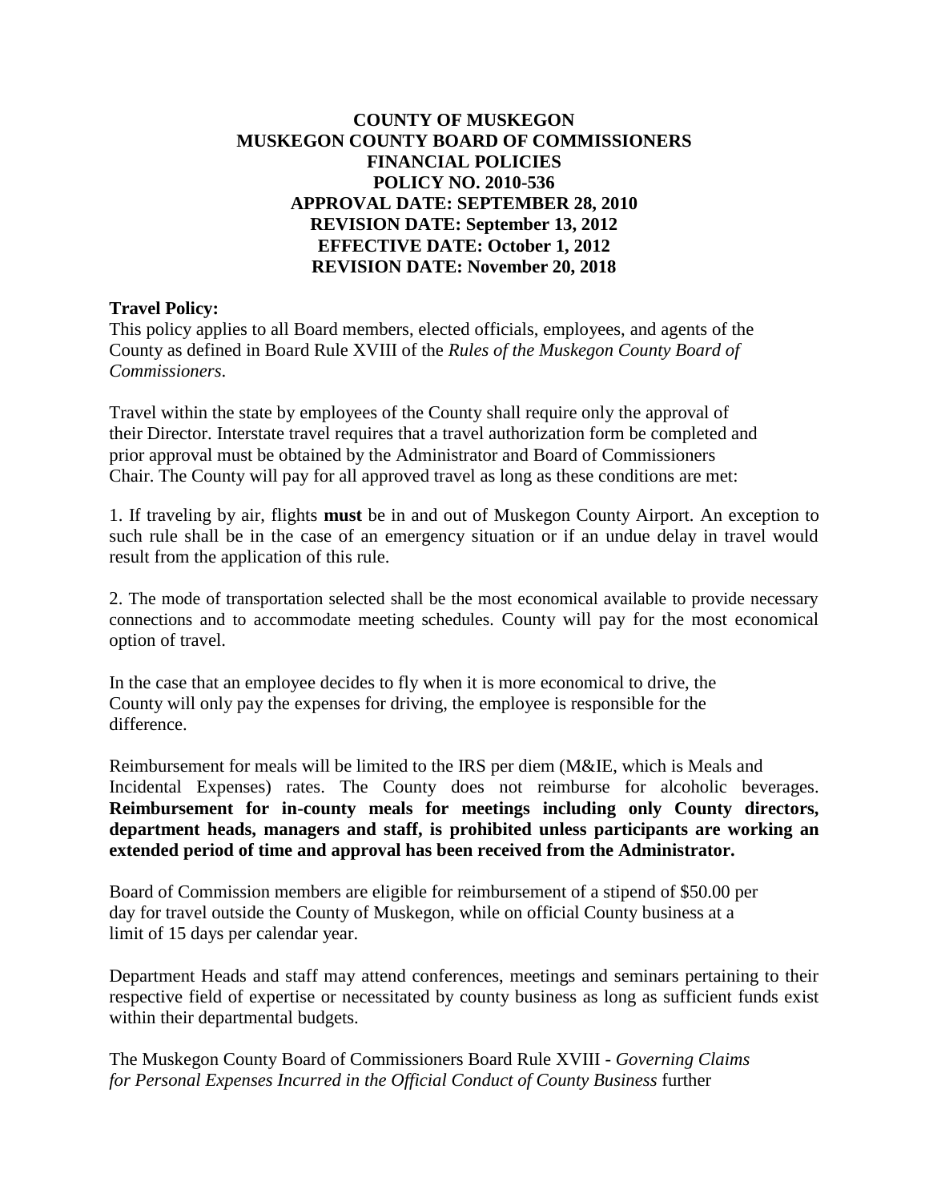**COUNTY OF MUSKEGON**
**MUSKEGON COUNTY BOARD OF COMMISSIONERS**
**FINANCIAL POLICIES**
**POLICY NO. 2010-536**
**APPROVAL DATE: SEPTEMBER 28, 2010**
**REVISION DATE: September 13, 2012**
**EFFECTIVE DATE: October 1, 2012**
**REVISION DATE: November 20, 2018**

**Travel Policy:**
This policy applies to all Board members, elected officials, employees, and agents of the County as defined in Board Rule XVIII of the *Rules of the Muskegon County Board of Commissioners*.

Travel within the state by employees of the County shall require only the approval of their Director. Interstate travel requires that a travel authorization form be completed and prior approval must be obtained by the Administrator and Board of Commissioners Chair. The County will pay for all approved travel as long as these conditions are met:

1. If traveling by air, flights **must** be in and out of Muskegon County Airport. An exception to such rule shall be in the case of an emergency situation or if an undue delay in travel would result from the application of this rule.

2. The mode of transportation selected shall be the most economical available to provide necessary connections and to accommodate meeting schedules. County will pay for the most economical option of travel.

In the case that an employee decides to fly when it is more economical to drive, the County will only pay the expenses for driving, the employee is responsible for the difference.

Reimbursement for meals will be limited to the IRS per diem (M&IE, which is Meals and Incidental Expenses) rates. The County does not reimburse for alcoholic beverages. **Reimbursement for in-county meals for meetings including only County directors, department heads, managers and staff, is prohibited unless participants are working an extended period of time and approval has been received from the Administrator.**

Board of Commission members are eligible for reimbursement of a stipend of $50.00 per day for travel outside the County of Muskegon, while on official County business at a limit of 15 days per calendar year.

Department Heads and staff may attend conferences, meetings and seminars pertaining to their respective field of expertise or necessitated by county business as long as sufficient funds exist within their departmental budgets.

The Muskegon County Board of Commissioners Board Rule XVIII - *Governing Claims for Personal Expenses Incurred in the Official Conduct of County Business* further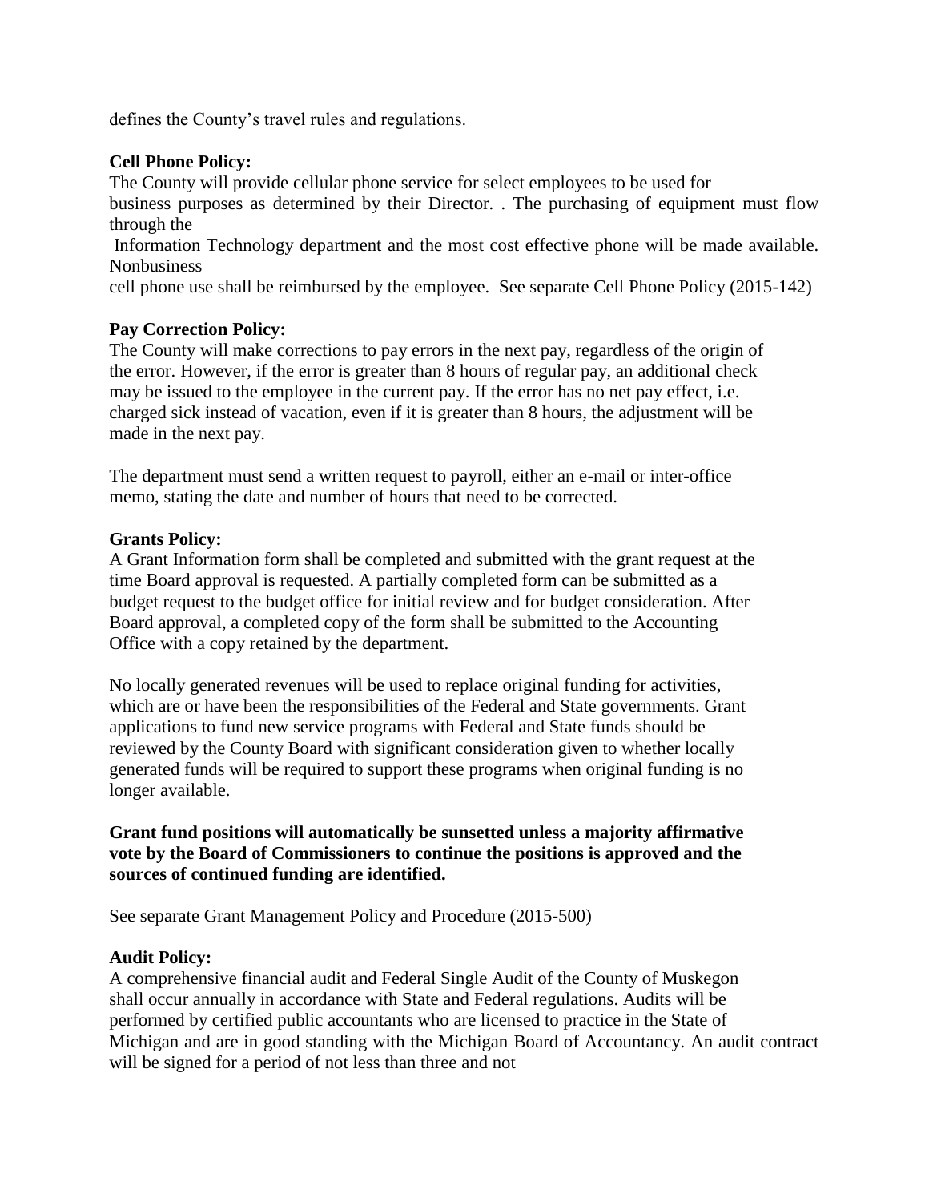defines the County's travel rules and regulations.

**Cell Phone Policy:**
The County will provide cellular phone service for select employees to be used for business purposes as determined by their Director. . The purchasing of equipment must flow through the Information Technology department and the most cost effective phone will be made available. Nonbusiness cell phone use shall be reimbursed by the employee. See separate Cell Phone Policy (2015-142)

**Pay Correction Policy:**
The County will make corrections to pay errors in the next pay, regardless of the origin of the error. However, if the error is greater than 8 hours of regular pay, an additional check may be issued to the employee in the current pay. If the error has no net pay effect, i.e. charged sick instead of vacation, even if it is greater than 8 hours, the adjustment will be made in the next pay.

The department must send a written request to payroll, either an e-mail or inter-office memo, stating the date and number of hours that need to be corrected.

**Grants Policy:**
A Grant Information form shall be completed and submitted with the grant request at the time Board approval is requested. A partially completed form can be submitted as a budget request to the budget office for initial review and for budget consideration. After Board approval, a completed copy of the form shall be submitted to the Accounting Office with a copy retained by the department.

No locally generated revenues will be used to replace original funding for activities, which are or have been the responsibilities of the Federal and State governments. Grant applications to fund new service programs with Federal and State funds should be reviewed by the County Board with significant consideration given to whether locally generated funds will be required to support these programs when original funding is no longer available.

**Grant fund positions will automatically be sunsetted unless a majority affirmative vote by the Board of Commissioners to continue the positions is approved and the sources of continued funding are identified.**

See separate Grant Management Policy and Procedure (2015-500)

**Audit Policy:**
A comprehensive financial audit and Federal Single Audit of the County of Muskegon shall occur annually in accordance with State and Federal regulations. Audits will be performed by certified public accountants who are licensed to practice in the State of Michigan and are in good standing with the Michigan Board of Accountancy. An audit contract will be signed for a period of not less than three and not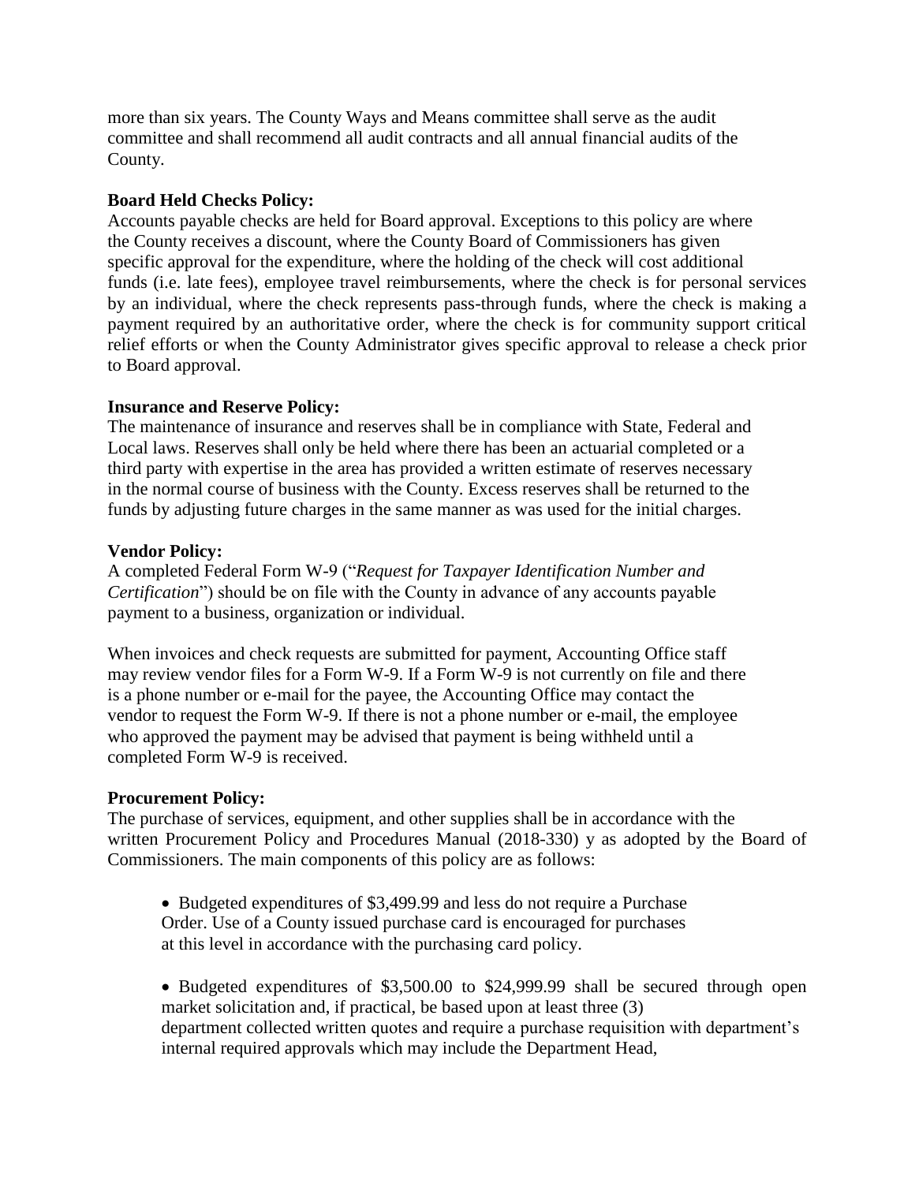more than six years. The County Ways and Means committee shall serve as the audit committee and shall recommend all audit contracts and all annual financial audits of the County.

**Board Held Checks Policy:**
Accounts payable checks are held for Board approval. Exceptions to this policy are where the County receives a discount, where the County Board of Commissioners has given specific approval for the expenditure, where the holding of the check will cost additional funds (i.e. late fees), employee travel reimbursements, where the check is for personal services by an individual, where the check represents pass-through funds, where the check is making a payment required by an authoritative order, where the check is for community support critical relief efforts or when the County Administrator gives specific approval to release a check prior to Board approval.

**Insurance and Reserve Policy:**
The maintenance of insurance and reserves shall be in compliance with State, Federal and Local laws. Reserves shall only be held where there has been an actuarial completed or a third party with expertise in the area has provided a written estimate of reserves necessary in the normal course of business with the County. Excess reserves shall be returned to the funds by adjusting future charges in the same manner as was used for the initial charges.

**Vendor Policy:**
A completed Federal Form W-9 ("*Request for Taxpayer Identification Number and Certification*") should be on file with the County in advance of any accounts payable payment to a business, organization or individual.

When invoices and check requests are submitted for payment, Accounting Office staff may review vendor files for a Form W-9. If a Form W-9 is not currently on file and there is a phone number or e-mail for the payee, the Accounting Office may contact the vendor to request the Form W-9. If there is not a phone number or e-mail, the employee who approved the payment may be advised that payment is being withheld until a completed Form W-9 is received.

**Procurement Policy:**
The purchase of services, equipment, and other supplies shall be in accordance with the written Procurement Policy and Procedures Manual (2018-330) y as adopted by the Board of Commissioners. The main components of this policy are as follows:

- Budgeted expenditures of $3,499.99 and less do not require a Purchase Order. Use of a County issued purchase card is encouraged for purchases at this level in accordance with the purchasing card policy.

- Budgeted expenditures of $3,500.00 to $24,999.99 shall be secured through open market solicitation and, if practical, be based upon at least three (3) department collected written quotes and require a purchase requisition with department's internal required approvals which may include the Department Head,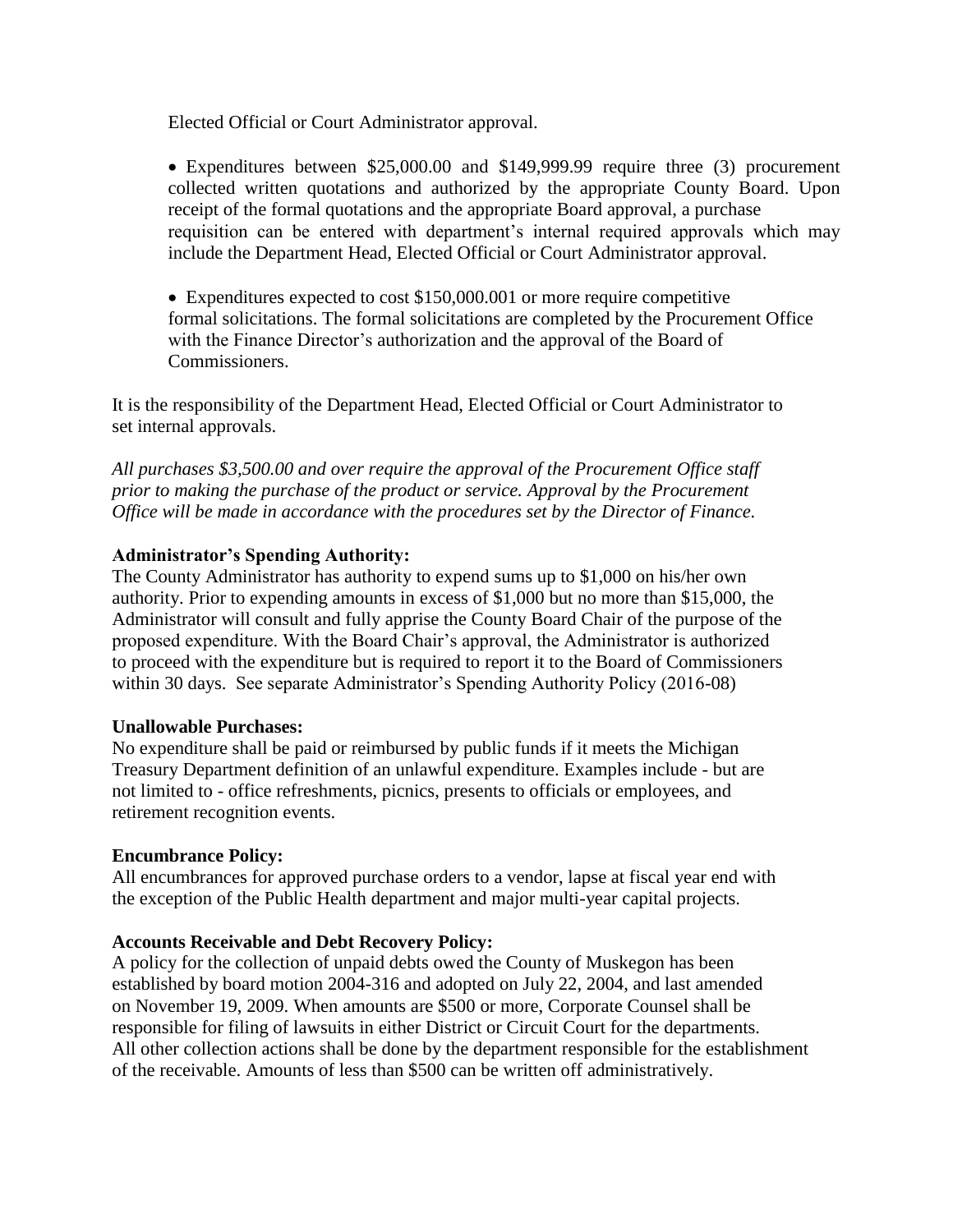Elected Official or Court Administrator approval.

- Expenditures between $25,000.00 and $149,999.99 require three (3) procurement collected written quotations and authorized by the appropriate County Board. Upon receipt of the formal quotations and the appropriate Board approval, a purchase requisition can be entered with department's internal required approvals which may include the Department Head, Elected Official or Court Administrator approval.

- Expenditures expected to cost $150,000.001 or more require competitive formal solicitations. The formal solicitations are completed by the Procurement Office with the Finance Director's authorization and the approval of the Board of Commissioners.

It is the responsibility of the Department Head, Elected Official or Court Administrator to set internal approvals.

*All purchases $3,500.00 and over require the approval of the Procurement Office staff prior to making the purchase of the product or service. Approval by the Procurement Office will be made in accordance with the procedures set by the Director of Finance.*

**Administrator's Spending Authority:**
The County Administrator has authority to expend sums up to $1,000 on his/her own authority. Prior to expending amounts in excess of $1,000 but no more than $15,000, the Administrator will consult and fully apprise the County Board Chair of the purpose of the proposed expenditure. With the Board Chair's approval, the Administrator is authorized to proceed with the expenditure but is required to report it to the Board of Commissioners within 30 days. See separate Administrator's Spending Authority Policy (2016-08)

**Unallowable Purchases:**
No expenditure shall be paid or reimbursed by public funds if it meets the Michigan Treasury Department definition of an unlawful expenditure. Examples include - but are not limited to - office refreshments, picnics, presents to officials or employees, and retirement recognition events.

**Encumbrance Policy:**
All encumbrances for approved purchase orders to a vendor, lapse at fiscal year end with the exception of the Public Health department and major multi-year capital projects.

**Accounts Receivable and Debt Recovery Policy:**
A policy for the collection of unpaid debts owed the County of Muskegon has been established by board motion 2004-316 and adopted on July 22, 2004, and last amended on November 19, 2009. When amounts are $500 or more, Corporate Counsel shall be responsible for filing of lawsuits in either District or Circuit Court for the departments. All other collection actions shall be done by the department responsible for the establishment of the receivable. Amounts of less than $500 can be written off administratively.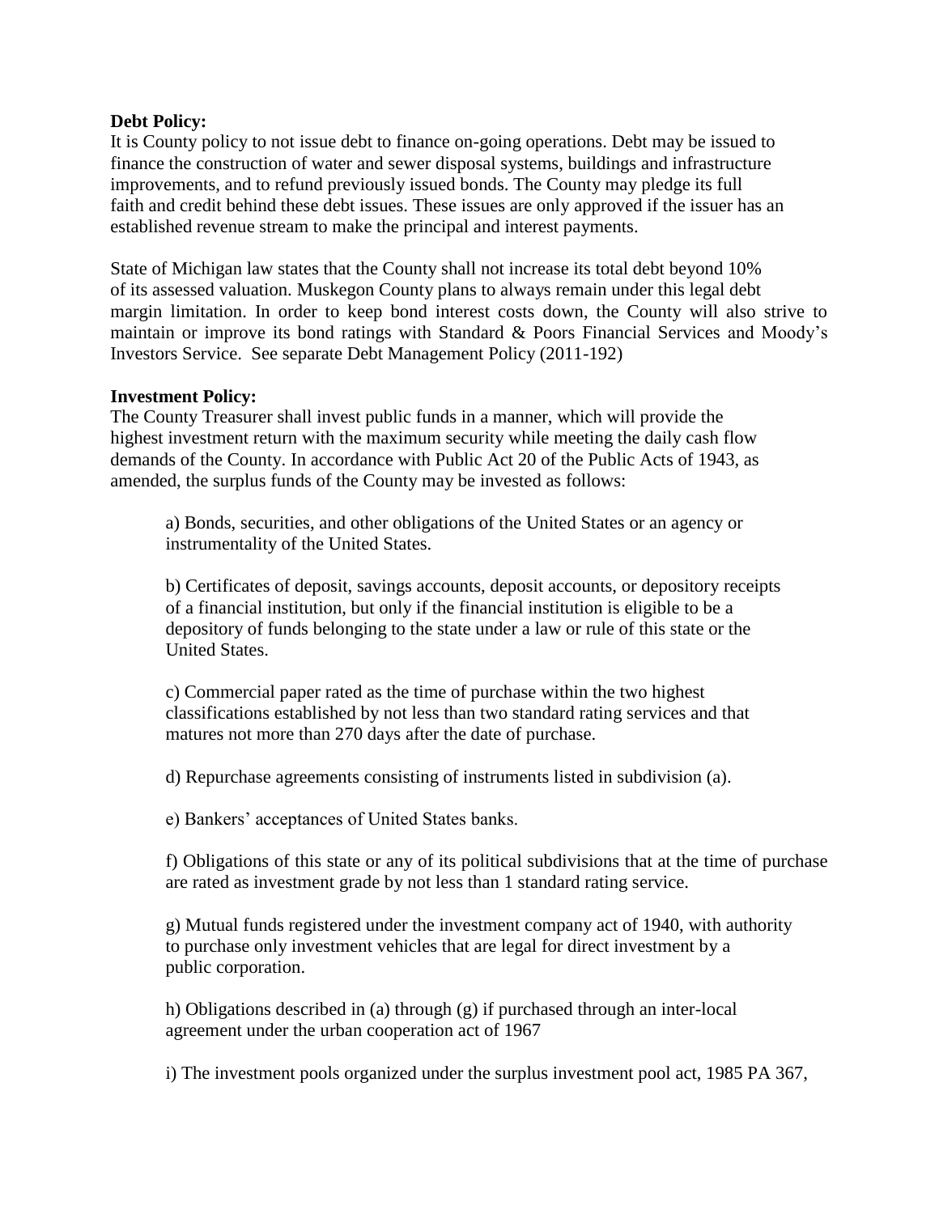**Debt Policy:**

It is County policy to not issue debt to finance on-going operations. Debt may be issued to finance the construction of water and sewer disposal systems, buildings and infrastructure improvements, and to refund previously issued bonds. The County may pledge its full faith and credit behind these debt issues. These issues are only approved if the issuer has an established revenue stream to make the principal and interest payments.

State of Michigan law states that the County shall not increase its total debt beyond 10% of its assessed valuation. Muskegon County plans to always remain under this legal debt margin limitation. In order to keep bond interest costs down, the County will also strive to maintain or improve its bond ratings with Standard & Poors Financial Services and Moody's Investors Service. See separate Debt Management Policy (2011-192)

**Investment Policy:**

The County Treasurer shall invest public funds in a manner, which will provide the highest investment return with the maximum security while meeting the daily cash flow demands of the County. In accordance with Public Act 20 of the Public Acts of 1943, as amended, the surplus funds of the County may be invested as follows:

a) Bonds, securities, and other obligations of the United States or an agency or instrumentality of the United States.

b) Certificates of deposit, savings accounts, deposit accounts, or depository receipts of a financial institution, but only if the financial institution is eligible to be a depository of funds belonging to the state under a law or rule of this state or the United States.

c) Commercial paper rated as the time of purchase within the two highest classifications established by not less than two standard rating services and that matures not more than 270 days after the date of purchase.

d) Repurchase agreements consisting of instruments listed in subdivision (a).

e) Bankers' acceptances of United States banks.

f) Obligations of this state or any of its political subdivisions that at the time of purchase are rated as investment grade by not less than 1 standard rating service.

g) Mutual funds registered under the investment company act of 1940, with authority to purchase only investment vehicles that are legal for direct investment by a public corporation.

h) Obligations described in (a) through (g) if purchased through an inter-local agreement under the urban cooperation act of 1967

i) The investment pools organized under the surplus investment pool act, 1985 PA 367,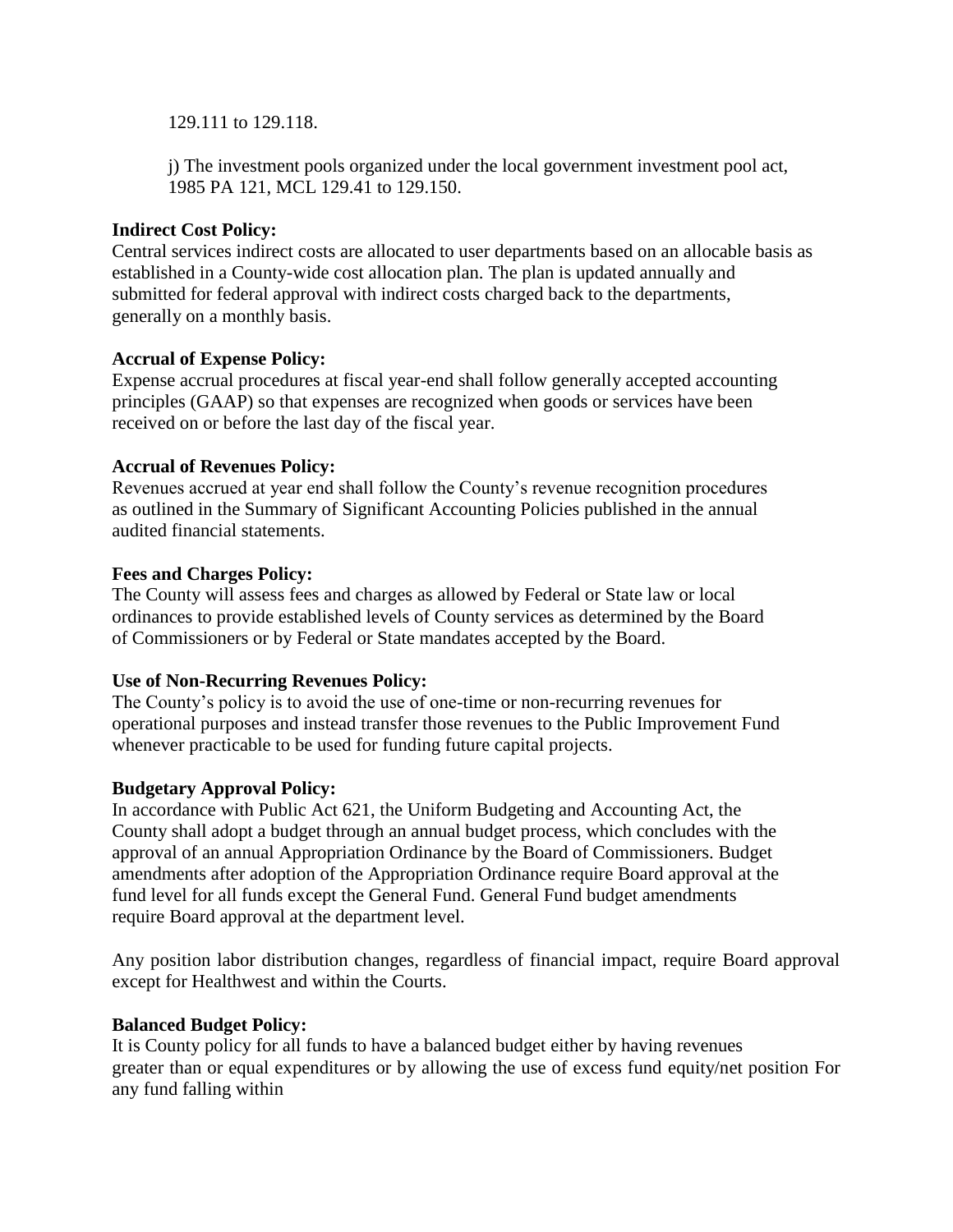129.111 to 129.118.

j) The investment pools organized under the local government investment pool act, 1985 PA 121, MCL 129.41 to 129.150.

**Indirect Cost Policy:**
Central services indirect costs are allocated to user departments based on an allocable basis as established in a County-wide cost allocation plan. The plan is updated annually and submitted for federal approval with indirect costs charged back to the departments, generally on a monthly basis.

**Accrual of Expense Policy:**
Expense accrual procedures at fiscal year-end shall follow generally accepted accounting principles (GAAP) so that expenses are recognized when goods or services have been received on or before the last day of the fiscal year.

**Accrual of Revenues Policy:**
Revenues accrued at year end shall follow the County's revenue recognition procedures as outlined in the Summary of Significant Accounting Policies published in the annual audited financial statements.

**Fees and Charges Policy:**
The County will assess fees and charges as allowed by Federal or State law or local ordinances to provide established levels of County services as determined by the Board of Commissioners or by Federal or State mandates accepted by the Board.

**Use of Non-Recurring Revenues Policy:**
The County's policy is to avoid the use of one-time or non-recurring revenues for operational purposes and instead transfer those revenues to the Public Improvement Fund whenever practicable to be used for funding future capital projects.

**Budgetary Approval Policy:**
In accordance with Public Act 621, the Uniform Budgeting and Accounting Act, the County shall adopt a budget through an annual budget process, which concludes with the approval of an annual Appropriation Ordinance by the Board of Commissioners. Budget amendments after adoption of the Appropriation Ordinance require Board approval at the fund level for all funds except the General Fund. General Fund budget amendments require Board approval at the department level.

Any position labor distribution changes, regardless of financial impact, require Board approval except for Healthwest and within the Courts.

**Balanced Budget Policy:**
It is County policy for all funds to have a balanced budget either by having revenues greater than or equal expenditures or by allowing the use of excess fund equity/net position For any fund falling within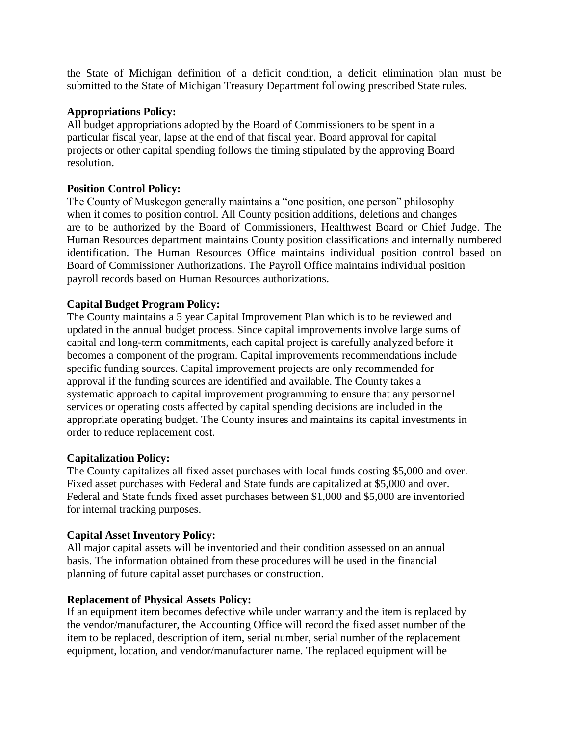the State of Michigan definition of a deficit condition, a deficit elimination plan must be submitted to the State of Michigan Treasury Department following prescribed State rules.

**Appropriations Policy:**
All budget appropriations adopted by the Board of Commissioners to be spent in a particular fiscal year, lapse at the end of that fiscal year. Board approval for capital projects or other capital spending follows the timing stipulated by the approving Board resolution.

**Position Control Policy:**
The County of Muskegon generally maintains a "one position, one person" philosophy when it comes to position control. All County position additions, deletions and changes are to be authorized by the Board of Commissioners, Healthwest Board or Chief Judge. The Human Resources department maintains County position classifications and internally numbered identification. The Human Resources Office maintains individual position control based on Board of Commissioner Authorizations. The Payroll Office maintains individual position payroll records based on Human Resources authorizations.

**Capital Budget Program Policy:**
The County maintains a 5 year Capital Improvement Plan which is to be reviewed and updated in the annual budget process. Since capital improvements involve large sums of capital and long-term commitments, each capital project is carefully analyzed before it becomes a component of the program. Capital improvements recommendations include specific funding sources. Capital improvement projects are only recommended for approval if the funding sources are identified and available. The County takes a systematic approach to capital improvement programming to ensure that any personnel services or operating costs affected by capital spending decisions are included in the appropriate operating budget. The County insures and maintains its capital investments in order to reduce replacement cost.

**Capitalization Policy:**
The County capitalizes all fixed asset purchases with local funds costing $5,000 and over. Fixed asset purchases with Federal and State funds are capitalized at $5,000 and over. Federal and State funds fixed asset purchases between $1,000 and $5,000 are inventoried for internal tracking purposes.

**Capital Asset Inventory Policy:**
All major capital assets will be inventoried and their condition assessed on an annual basis. The information obtained from these procedures will be used in the financial planning of future capital asset purchases or construction.

**Replacement of Physical Assets Policy:**
If an equipment item becomes defective while under warranty and the item is replaced by the vendor/manufacturer, the Accounting Office will record the fixed asset number of the item to be replaced, description of item, serial number, serial number of the replacement equipment, location, and vendor/manufacturer name. The replaced equipment will be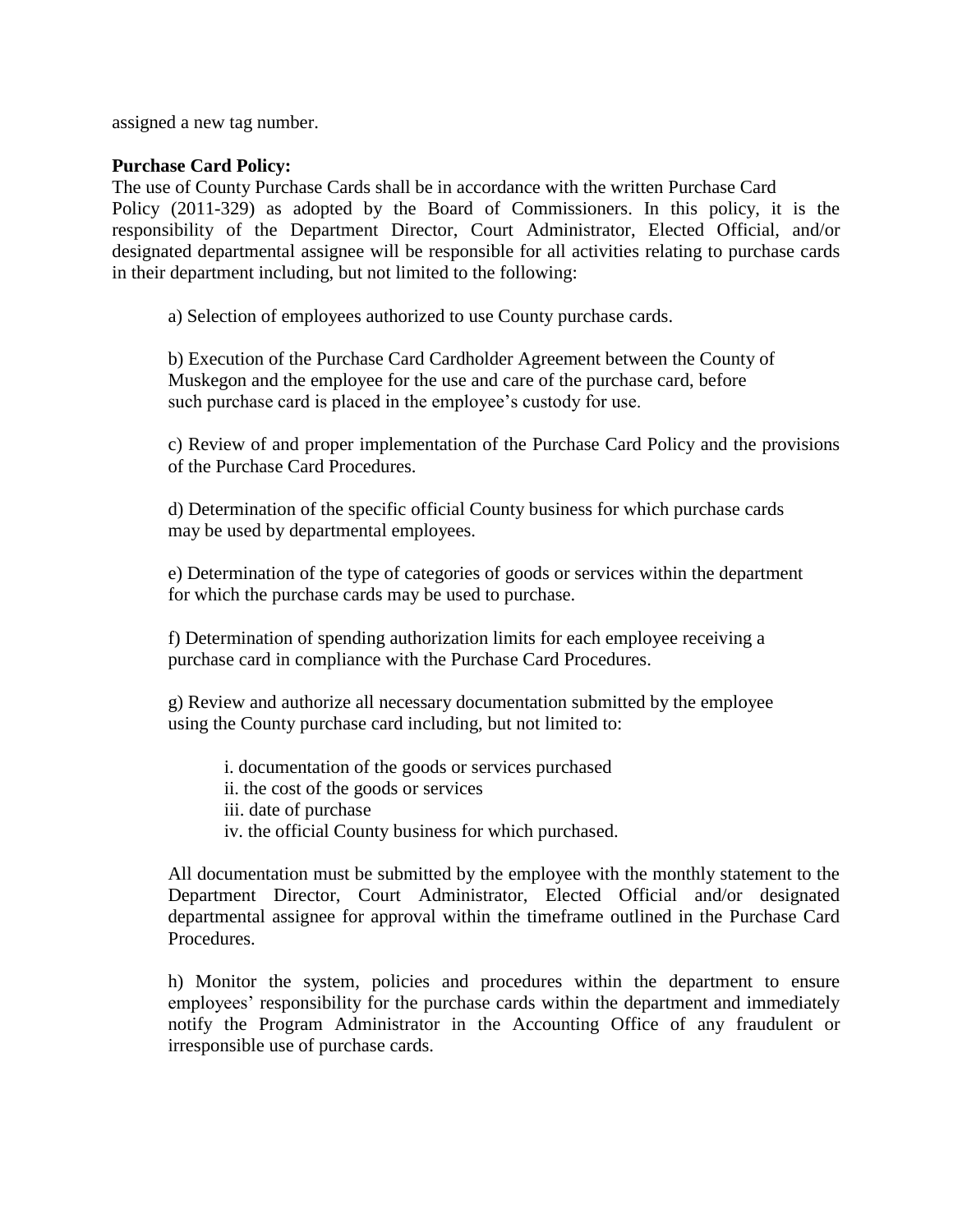assigned a new tag number.

**Purchase Card Policy:**

The use of County Purchase Cards shall be in accordance with the written Purchase Card Policy (2011-329) as adopted by the Board of Commissioners. In this policy, it is the responsibility of the Department Director, Court Administrator, Elected Official, and/or designated departmental assignee will be responsible for all activities relating to purchase cards in their department including, but not limited to the following:

a) Selection of employees authorized to use County purchase cards.

b) Execution of the Purchase Card Cardholder Agreement between the County of Muskegon and the employee for the use and care of the purchase card, before such purchase card is placed in the employee's custody for use.

c) Review of and proper implementation of the Purchase Card Policy and the provisions of the Purchase Card Procedures.

d) Determination of the specific official County business for which purchase cards may be used by departmental employees.

e) Determination of the type of categories of goods or services within the department for which the purchase cards may be used to purchase.

f) Determination of spending authorization limits for each employee receiving a purchase card in compliance with the Purchase Card Procedures.

g) Review and authorize all necessary documentation submitted by the employee using the County purchase card including, but not limited to:

i. documentation of the goods or services purchased
ii. the cost of the goods or services
iii. date of purchase
iv. the official County business for which purchased.

All documentation must be submitted by the employee with the monthly statement to the Department Director, Court Administrator, Elected Official and/or designated departmental assignee for approval within the timeframe outlined in the Purchase Card Procedures.

h) Monitor the system, policies and procedures within the department to ensure employees' responsibility for the purchase cards within the department and immediately notify the Program Administrator in the Accounting Office of any fraudulent or irresponsible use of purchase cards.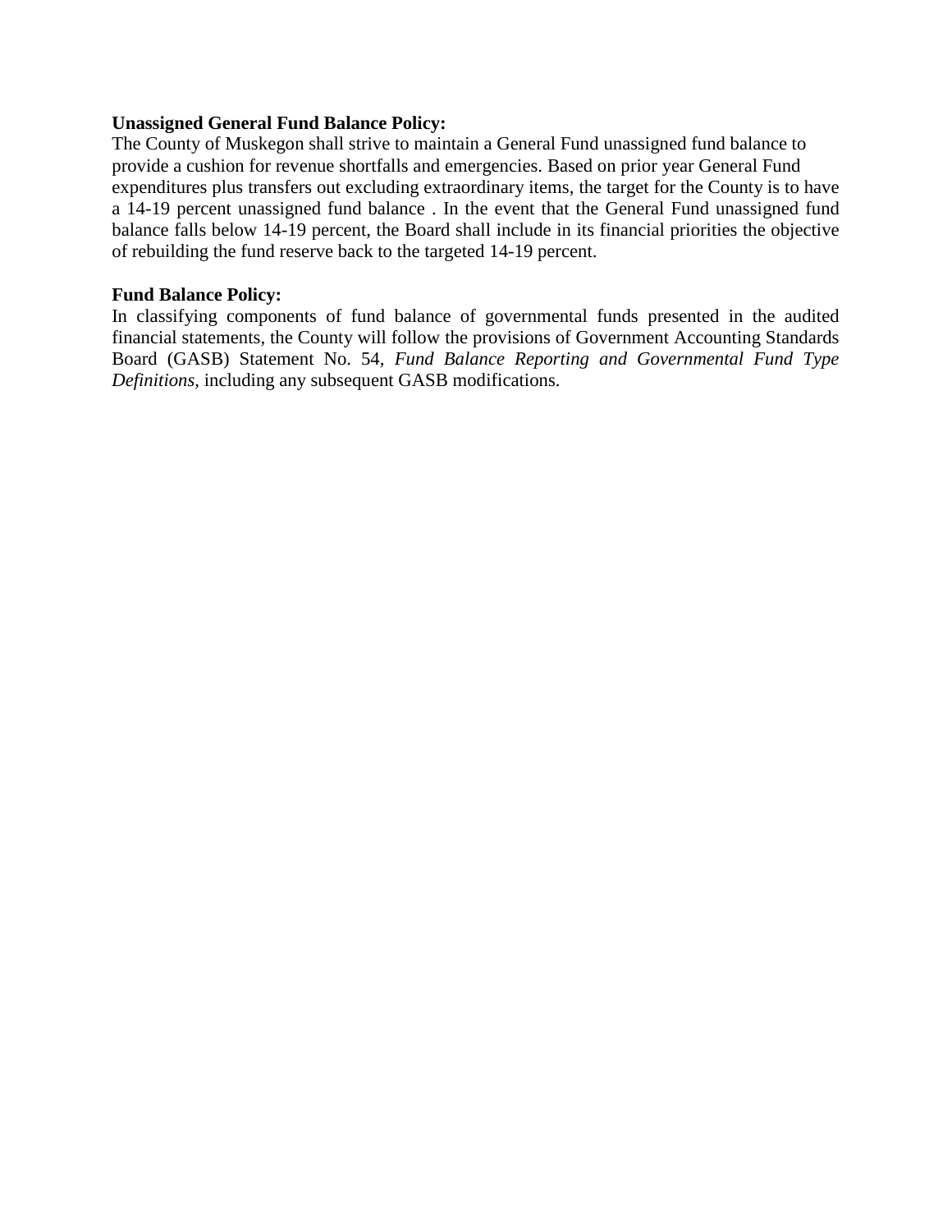**Unassigned General Fund Balance Policy:**
The County of Muskegon shall strive to maintain a General Fund unassigned fund balance to provide a cushion for revenue shortfalls and emergencies. Based on prior year General Fund expenditures plus transfers out excluding extraordinary items, the target for the County is to have a 14-19 percent unassigned fund balance . In the event that the General Fund unassigned fund balance falls below 14-19 percent, the Board shall include in its financial priorities the objective of rebuilding the fund reserve back to the targeted 14-19 percent.

**Fund Balance Policy:**
In classifying components of fund balance of governmental funds presented in the audited financial statements, the County will follow the provisions of Government Accounting Standards Board (GASB) Statement No. 54, *Fund Balance Reporting and Governmental Fund Type Definitions*, including any subsequent GASB modifications.